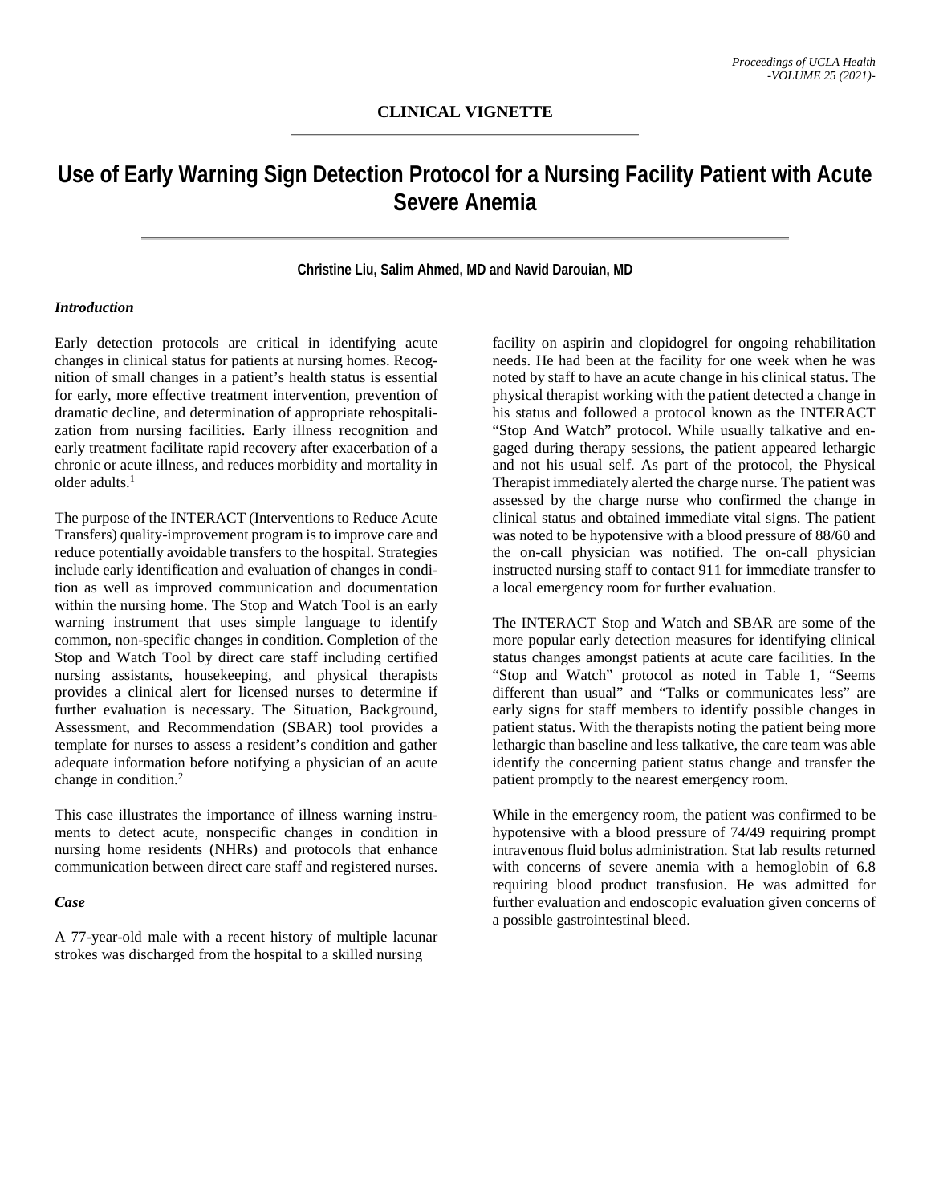CLINICAL VIGNETTE

# Use of Early Warning Sign Detection Protocol for a Nursing Facility Patient with Acute Severe Anemia

**Christine Liu, Salim Ahmed, MD and Navid Darouian, MD**

### *Introduction*

Early detection protocols are critical in identifying acute changes in clinical status for patients at nursing homes. Recognition of small changes in a patient's health status is essential for early, more effective treatment intervention, prevention of dramatic decline, and determination of appropriate rehospitalization from nursing facilities. Early illness recognition and early treatment facilitate rapid recovery after exacerbation of a chronic or acute illness, and reduces morbidity and mortality in older adults.[1]

The purpose of the INTERACT (Interventions to Reduce Acute Transfers) quality-improvement program is to improve care and reduce potentially avoidable transfers to the hospital. Strategies include early identification and evaluation of changes in condition as well as improved communication and documentation within the nursing home. The Stop and Watch Tool is an early warning instrument that uses simple language to identify common, non-specific changes in condition. Completion of the Stop and Watch Tool by direct care staff including certified nursing assistants, housekeeping, and physical therapists provides a clinical alert for licensed nurses to determine if further evaluation is necessary. The Situation, Background, Assessment, and Recommendation (SBAR) tool provides a template for nurses to assess a resident's condition and gather adequate information before notifying a physician of an acute change in condition.[2]

This case illustrates the importance of illness warning instruments to detect acute, nonspecific changes in condition in nursing home residents (NHRs) and protocols that enhance communication between direct care staff and registered nurses.

### *Case*

A 77-year-old male with a recent history of multiple lacunar strokes was discharged from the hospital to a skilled nursing facility on aspirin and clopidogrel for ongoing rehabilitation needs. He had been at the facility for one week when he was noted by staff to have an acute change in his clinical status. The physical therapist working with the patient detected a change in his status and followed a protocol known as the INTERACT "Stop And Watch" protocol. While usually talkative and engaged during therapy sessions, the patient appeared lethargic and not his usual self. As part of the protocol, the Physical Therapist immediately alerted the charge nurse. The patient was assessed by the charge nurse who confirmed the change in clinical status and obtained immediate vital signs. The patient was noted to be hypotensive with a blood pressure of 88/60 and the on-call physician was notified. The on-call physician instructed nursing staff to contact 911 for immediate transfer to a local emergency room for further evaluation.

The INTERACT Stop and Watch and SBAR are some of the more popular early detection measures for identifying clinical status changes amongst patients at acute care facilities. In the "Stop and Watch" protocol as noted in Table 1, "Seems different than usual" and "Talks or communicates less" are early signs for staff members to identify possible changes in patient status. With the therapists noting the patient being more lethargic than baseline and less talkative, the care team was able identify the concerning patient status change and transfer the patient promptly to the nearest emergency room.

While in the emergency room, the patient was confirmed to be hypotensive with a blood pressure of 74/49 requiring prompt intravenous fluid bolus administration. Stat lab results returned with concerns of severe anemia with a hemoglobin of 6.8 requiring blood product transfusion. He was admitted for further evaluation and endoscopic evaluation given concerns of a possible gastrointestinal bleed.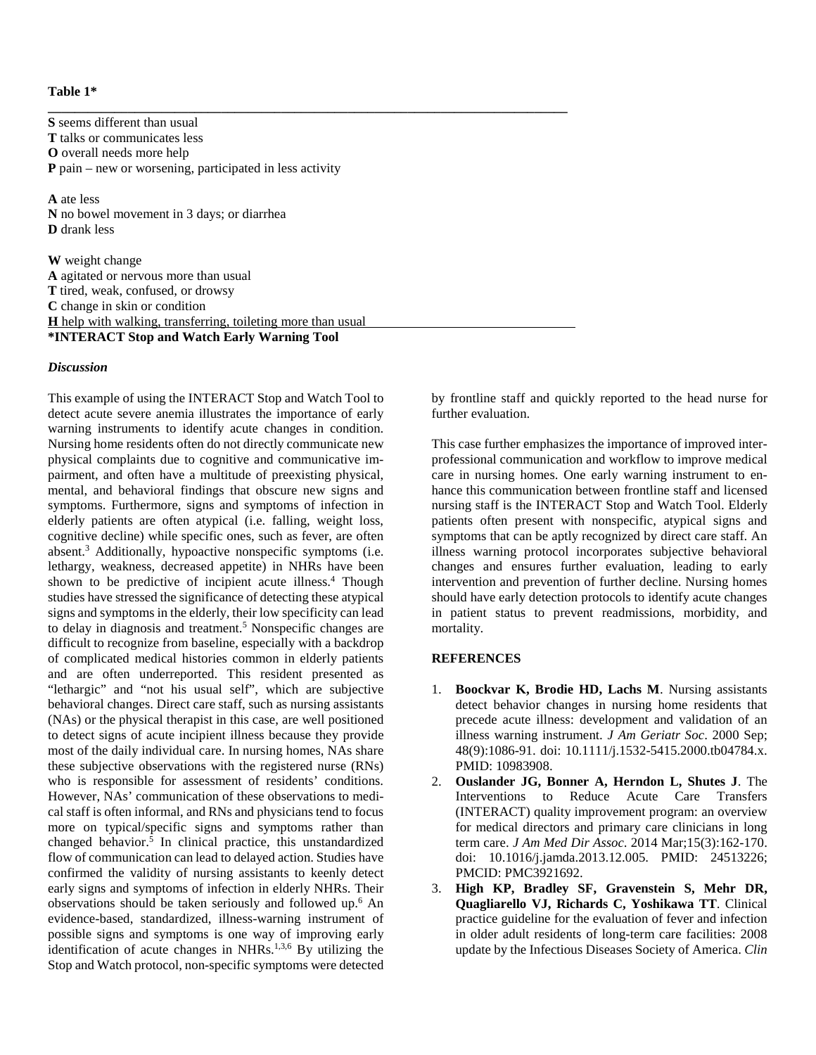**Table 1***

**S** seems different than usual
**T** talks or communicates less
**O** overall needs more help
**P** pain – new or worsening, participated in less activity

**A** ate less
**N** no bowel movement in 3 days; or diarrhea
**D** drank less

**W** weight change
**A** agitated or nervous more than usual
**T** tired, weak, confused, or drowsy
**C** change in skin or condition
**H** help with walking, transferring, toileting more than usual

***INTERACT Stop and Watch Early Warning Tool**

### *Discussion*

This example of using the INTERACT Stop and Watch Tool to detect acute severe anemia illustrates the importance of early warning instruments to identify acute changes in condition. Nursing home residents often do not directly communicate new physical complaints due to cognitive and communicative impairment, and often have a multitude of preexisting physical, mental, and behavioral findings that obscure new signs and symptoms. Furthermore, signs and symptoms of infection in elderly patients are often atypical (i.e. falling, weight loss, cognitive decline) while specific ones, such as fever, are often absent.[3] Additionally, hypoactive nonspecific symptoms (i.e. lethargy, weakness, decreased appetite) in NHRs have been shown to be predictive of incipient acute illness.[4] Though studies have stressed the significance of detecting these atypical signs and symptoms in the elderly, their low specificity can lead to delay in diagnosis and treatment.[5] Nonspecific changes are difficult to recognize from baseline, especially with a backdrop of complicated medical histories common in elderly patients and are often underreported. This resident presented as "lethargic" and "not his usual self", which are subjective behavioral changes. Direct care staff, such as nursing assistants (NAs) or the physical therapist in this case, are well positioned to detect signs of acute incipient illness because they provide most of the daily individual care. In nursing homes, NAs share these subjective observations with the registered nurse (RNs) who is responsible for assessment of residents' conditions. However, NAs' communication of these observations to medical staff is often informal, and RNs and physicians tend to focus more on typical/specific signs and symptoms rather than changed behavior.[5] In clinical practice, this unstandardized flow of communication can lead to delayed action. Studies have confirmed the validity of nursing assistants to keenly detect early signs and symptoms of infection in elderly NHRs. Their observations should be taken seriously and followed up.[6] An evidence-based, standardized, illness-warning instrument of possible signs and symptoms is one way of improving early identification of acute changes in NHRs.[1,3,6] By utilizing the Stop and Watch protocol, non-specific symptoms were detected by frontline staff and quickly reported to the head nurse for further evaluation.

This case further emphasizes the importance of improved interprofessional communication and workflow to improve medical care in nursing homes. One early warning instrument to enhance this communication between frontline staff and licensed nursing staff is the INTERACT Stop and Watch Tool. Elderly patients often present with nonspecific, atypical signs and symptoms that can be aptly recognized by direct care staff. An illness warning protocol incorporates subjective behavioral changes and ensures further evaluation, leading to early intervention and prevention of further decline. Nursing homes should have early detection protocols to identify acute changes in patient status to prevent readmissions, morbidity, and mortality.

### REFERENCES

1. **Boockvar K, Brodie HD, Lachs M**. Nursing assistants detect behavior changes in nursing home residents that precede acute illness: development and validation of an illness warning instrument. *J Am Geriatr Soc*. 2000 Sep; 48(9):1086-91. doi: 10.1111/j.1532-5415.2000.tb04784.x. PMID: 10983908.
2. **Ouslander JG, Bonner A, Herndon L, Shutes J**. The Interventions to Reduce Acute Care Transfers (INTERACT) quality improvement program: an overview for medical directors and primary care clinicians in long term care. *J Am Med Dir Assoc*. 2014 Mar;15(3):162-170. doi: 10.1016/j.jamda.2013.12.005. PMID: 24513226; PMCID: PMC3921692.
3. **High KP, Bradley SF, Gravenstein S, Mehr DR, Quagliarello VJ, Richards C, Yoshikawa TT**. Clinical practice guideline for the evaluation of fever and infection in older adult residents of long-term care facilities: 2008 update by the Infectious Diseases Society of America. *Clin*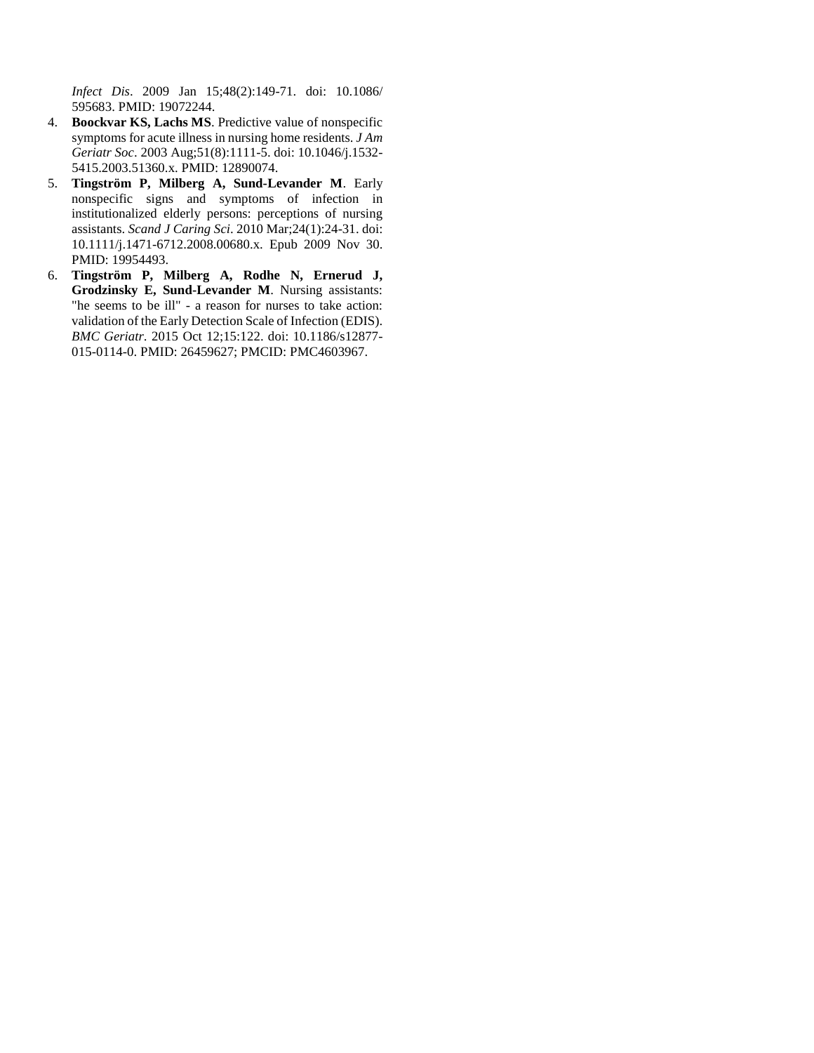*Infect Dis*. 2009 Jan 15;48(2):149-71. doi: 10.1086/595683. PMID: 19072244.

4. **Boockvar KS, Lachs MS**. Predictive value of nonspecific symptoms for acute illness in nursing home residents. *J Am Geriatr Soc*. 2003 Aug;51(8):1111-5. doi: 10.1046/j.1532-5415.2003.51360.x. PMID: 12890074.
5. **Tingström P, Milberg A, Sund-Levander M**. Early nonspecific signs and symptoms of infection in institutionalized elderly persons: perceptions of nursing assistants. *Scand J Caring Sci*. 2010 Mar;24(1):24-31. doi: 10.1111/j.1471-6712.2008.00680.x. Epub 2009 Nov 30. PMID: 19954493.
6. **Tingström P, Milberg A, Rodhe N, Ernerud J, Grodzinsky E, Sund-Levander M**. Nursing assistants: "he seems to be ill" - a reason for nurses to take action: validation of the Early Detection Scale of Infection (EDIS). *BMC Geriatr*. 2015 Oct 12;15:122. doi: 10.1186/s12877-015-0114-0. PMID: 26459627; PMCID: PMC4603967.